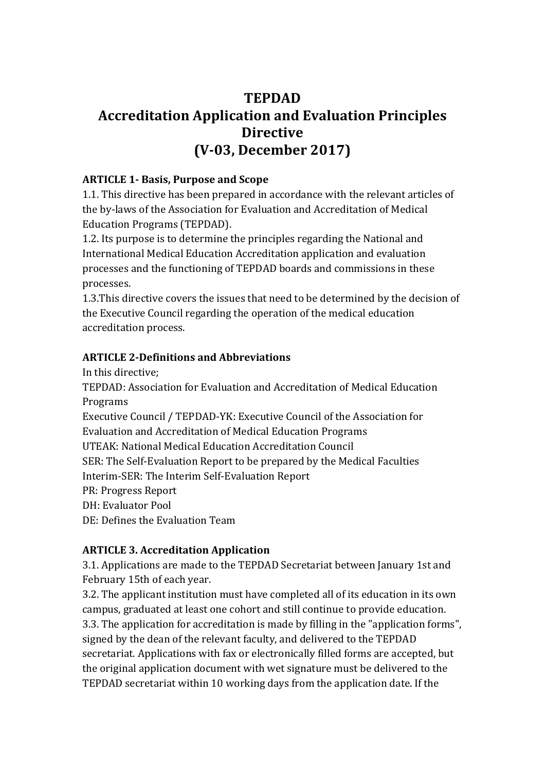# TEPDAD
# Accreditation Application and Evaluation Principles Directive
# (V-03, December 2017)

**ARTICLE 1- Basis, Purpose and Scope**

1.1. This directive has been prepared in accordance with the relevant articles of the by-laws of the Association for Evaluation and Accreditation of Medical Education Programs (TEPDAD).

1.2. Its purpose is to determine the principles regarding the National and International Medical Education Accreditation application and evaluation processes and the functioning of TEPDAD boards and commissions in these processes.

1.3.This directive covers the issues that need to be determined by the decision of the Executive Council regarding the operation of the medical education accreditation process.

**ARTICLE 2-Definitions and Abbreviations**

In this directive;

TEPDAD: Association for Evaluation and Accreditation of Medical Education Programs

Executive Council / TEPDAD-YK: Executive Council of the Association for Evaluation and Accreditation of Medical Education Programs

UTEAK: National Medical Education Accreditation Council

SER: The Self-Evaluation Report to be prepared by the Medical Faculties

Interim-SER: The Interim Self-Evaluation Report

PR: Progress Report

DH: Evaluator Pool

DE: Defines the Evaluation Team

**ARTICLE 3. Accreditation Application**

3.1. Applications are made to the TEPDAD Secretariat between January 1st and February 15th of each year.

3.2. The applicant institution must have completed all of its education in its own campus, graduated at least one cohort and still continue to provide education.

3.3. The application for accreditation is made by filling in the "application forms", signed by the dean of the relevant faculty, and delivered to the TEPDAD secretariat. Applications with fax or electronically filled forms are accepted, but the original application document with wet signature must be delivered to the TEPDAD secretariat within 10 working days from the application date. If the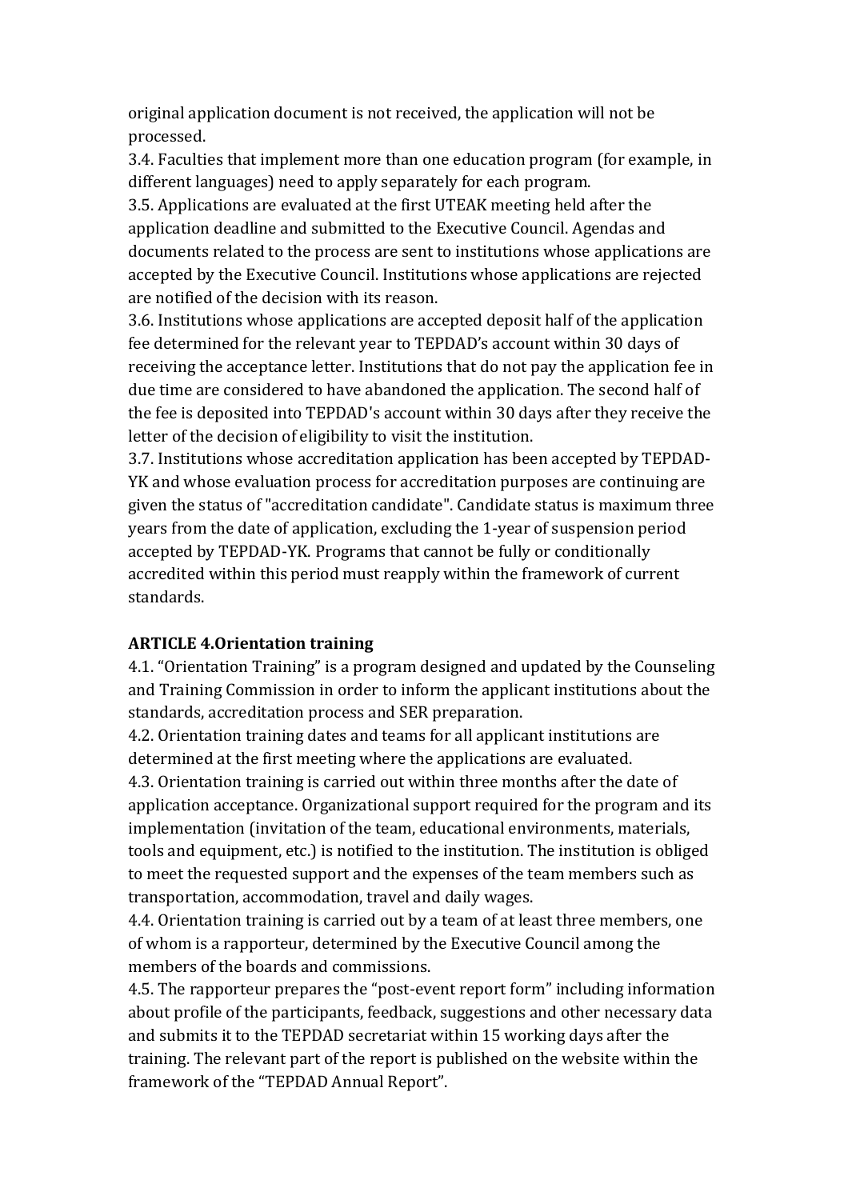original application document is not received, the application will not be processed.

3.4. Faculties that implement more than one education program (for example, in different languages) need to apply separately for each program.

3.5. Applications are evaluated at the first UTEAK meeting held after the application deadline and submitted to the Executive Council. Agendas and documents related to the process are sent to institutions whose applications are accepted by the Executive Council. Institutions whose applications are rejected are notified of the decision with its reason.

3.6. Institutions whose applications are accepted deposit half of the application fee determined for the relevant year to TEPDAD's account within 30 days of receiving the acceptance letter. Institutions that do not pay the application fee in due time are considered to have abandoned the application. The second half of the fee is deposited into TEPDAD's account within 30 days after they receive the letter of the decision of eligibility to visit the institution.

3.7. Institutions whose accreditation application has been accepted by TEPDAD-YK and whose evaluation process for accreditation purposes are continuing are given the status of "accreditation candidate". Candidate status is maximum three years from the date of application, excluding the 1-year of suspension period accepted by TEPDAD-YK. Programs that cannot be fully or conditionally accredited within this period must reapply within the framework of current standards.

**ARTICLE 4.Orientation training**

4.1. "Orientation Training" is a program designed and updated by the Counseling and Training Commission in order to inform the applicant institutions about the standards, accreditation process and SER preparation.

4.2. Orientation training dates and teams for all applicant institutions are determined at the first meeting where the applications are evaluated.

4.3. Orientation training is carried out within three months after the date of application acceptance. Organizational support required for the program and its implementation (invitation of the team, educational environments, materials, tools and equipment, etc.) is notified to the institution. The institution is obliged to meet the requested support and the expenses of the team members such as transportation, accommodation, travel and daily wages.

4.4. Orientation training is carried out by a team of at least three members, one of whom is a rapporteur, determined by the Executive Council among the members of the boards and commissions.

4.5. The rapporteur prepares the "post-event report form" including information about profile of the participants, feedback, suggestions and other necessary data and submits it to the TEPDAD secretariat within 15 working days after the training. The relevant part of the report is published on the website within the framework of the "TEPDAD Annual Report".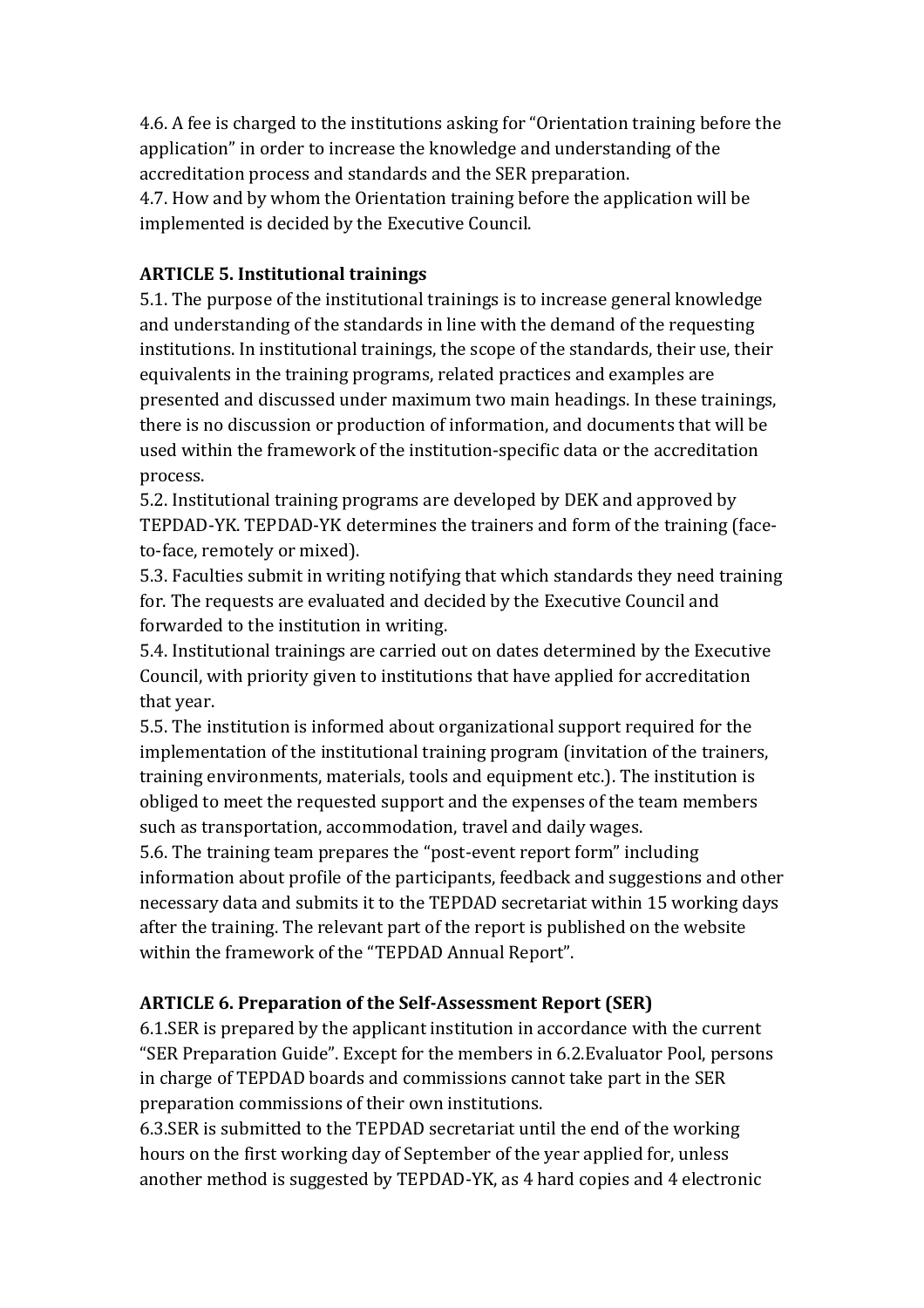4.6. A fee is charged to the institutions asking for "Orientation training before the application" in order to increase the knowledge and understanding of the accreditation process and standards and the SER preparation.
4.7. How and by whom the Orientation training before the application will be implemented is decided by the Executive Council.

**ARTICLE 5. Institutional trainings**

5.1. The purpose of the institutional trainings is to increase general knowledge and understanding of the standards in line with the demand of the requesting institutions. In institutional trainings, the scope of the standards, their use, their equivalents in the training programs, related practices and examples are presented and discussed under maximum two main headings. In these trainings, there is no discussion or production of information, and documents that will be used within the framework of the institution-specific data or the accreditation process.
5.2. Institutional training programs are developed by DEK and approved by TEPDAD-YK. TEPDAD-YK determines the trainers and form of the training (face-to-face, remotely or mixed).
5.3. Faculties submit in writing notifying that which standards they need training for. The requests are evaluated and decided by the Executive Council and forwarded to the institution in writing.
5.4. Institutional trainings are carried out on dates determined by the Executive Council, with priority given to institutions that have applied for accreditation that year.
5.5. The institution is informed about organizational support required for the implementation of the institutional training program (invitation of the trainers, training environments, materials, tools and equipment etc.). The institution is obliged to meet the requested support and the expenses of the team members such as transportation, accommodation, travel and daily wages.
5.6. The training team prepares the "post-event report form" including information about profile of the participants, feedback and suggestions and other necessary data and submits it to the TEPDAD secretariat within 15 working days after the training. The relevant part of the report is published on the website within the framework of the "TEPDAD Annual Report".

**ARTICLE 6. Preparation of the Self-Assessment Report (SER)**

6.1.SER is prepared by the applicant institution in accordance with the current "SER Preparation Guide". Except for the members in 6.2.Evaluator Pool, persons in charge of TEPDAD boards and commissions cannot take part in the SER preparation commissions of their own institutions.
6.3.SER is submitted to the TEPDAD secretariat until the end of the working hours on the first working day of September of the year applied for, unless another method is suggested by TEPDAD-YK, as 4 hard copies and 4 electronic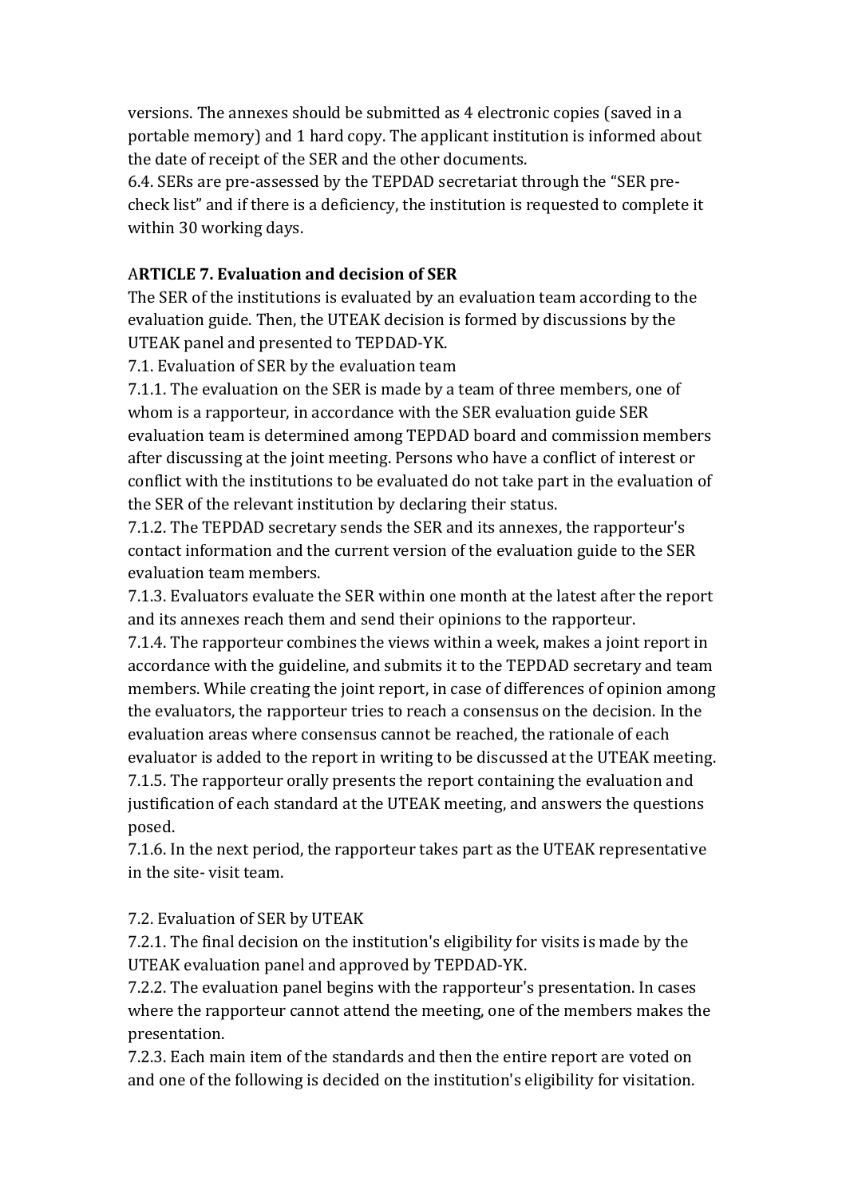versions. The annexes should be submitted as 4 electronic copies (saved in a portable memory) and 1 hard copy. The applicant institution is informed about the date of receipt of the SER and the other documents.

6.4. SERs are pre-assessed by the TEPDAD secretariat through the "SER pre-check list" and if there is a deficiency, the institution is requested to complete it within 30 working days.

## ARTICLE 7. Evaluation and decision of SER

The SER of the institutions is evaluated by an evaluation team according to the evaluation guide. Then, the UTEAK decision is formed by discussions by the UTEAK panel and presented to TEPDAD-YK.

7.1. Evaluation of SER by the evaluation team

7.1.1. The evaluation on the SER is made by a team of three members, one of whom is a rapporteur, in accordance with the SER evaluation guide SER evaluation team is determined among TEPDAD board and commission members after discussing at the joint meeting. Persons who have a conflict of interest or conflict with the institutions to be evaluated do not take part in the evaluation of the SER of the relevant institution by declaring their status.

7.1.2. The TEPDAD secretary sends the SER and its annexes, the rapporteur's contact information and the current version of the evaluation guide to the SER evaluation team members.

7.1.3. Evaluators evaluate the SER within one month at the latest after the report and its annexes reach them and send their opinions to the rapporteur.

7.1.4. The rapporteur combines the views within a week, makes a joint report in accordance with the guideline, and submits it to the TEPDAD secretary and team members. While creating the joint report, in case of differences of opinion among the evaluators, the rapporteur tries to reach a consensus on the decision. In the evaluation areas where consensus cannot be reached, the rationale of each evaluator is added to the report in writing to be discussed at the UTEAK meeting.

7.1.5. The rapporteur orally presents the report containing the evaluation and justification of each standard at the UTEAK meeting, and answers the questions posed.

7.1.6. In the next period, the rapporteur takes part as the UTEAK representative in the site- visit team.

7.2. Evaluation of SER by UTEAK

7.2.1. The final decision on the institution's eligibility for visits is made by the UTEAK evaluation panel and approved by TEPDAD-YK.

7.2.2. The evaluation panel begins with the rapporteur's presentation. In cases where the rapporteur cannot attend the meeting, one of the members makes the presentation.

7.2.3. Each main item of the standards and then the entire report are voted on and one of the following is decided on the institution's eligibility for visitation.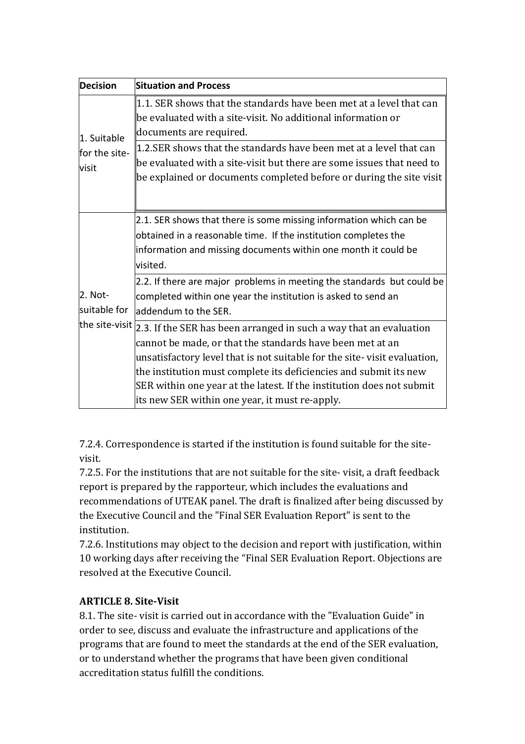| Decision | Situation and Process |
|---|---|
| 1. Suitable for the site-visit | 1.1. SER shows that the standards have been met at a level that can be evaluated with a site-visit. No additional information or documents are required. |
| | 1.2.SER shows that the standards have been met at a level that can be evaluated with a site-visit but there are some issues that need to be explained or documents completed before or during the site visit |
| 2. Not-suitable for the site-visit | 2.1. SER shows that there is some missing information which can be obtained in a reasonable time. If the institution completes the information and missing documents within one month it could be visited. |
| | 2.2. If there are major problems in meeting the standards but could be completed within one year the institution is asked to send an addendum to the SER. |
| | 2.3. If the SER has been arranged in such a way that an evaluation cannot be made, or that the standards have been met at an unsatisfactory level that is not suitable for the site- visit evaluation, the institution must complete its deficiencies and submit its new SER within one year at the latest. If the institution does not submit its new SER within one year, it must re-apply. |

7.2.4. Correspondence is started if the institution is found suitable for the site-visit.

7.2.5. For the institutions that are not suitable for the site- visit, a draft feedback report is prepared by the rapporteur, which includes the evaluations and recommendations of UTEAK panel. The draft is finalized after being discussed by the Executive Council and the "Final SER Evaluation Report" is sent to the institution.

7.2.6. Institutions may object to the decision and report with justification, within 10 working days after receiving the "Final SER Evaluation Report. Objections are resolved at the Executive Council.

**ARTICLE 8. Site-Visit**

8.1. The site- visit is carried out in accordance with the "Evaluation Guide" in order to see, discuss and evaluate the infrastructure and applications of the programs that are found to meet the standards at the end of the SER evaluation, or to understand whether the programs that have been given conditional accreditation status fulfill the conditions.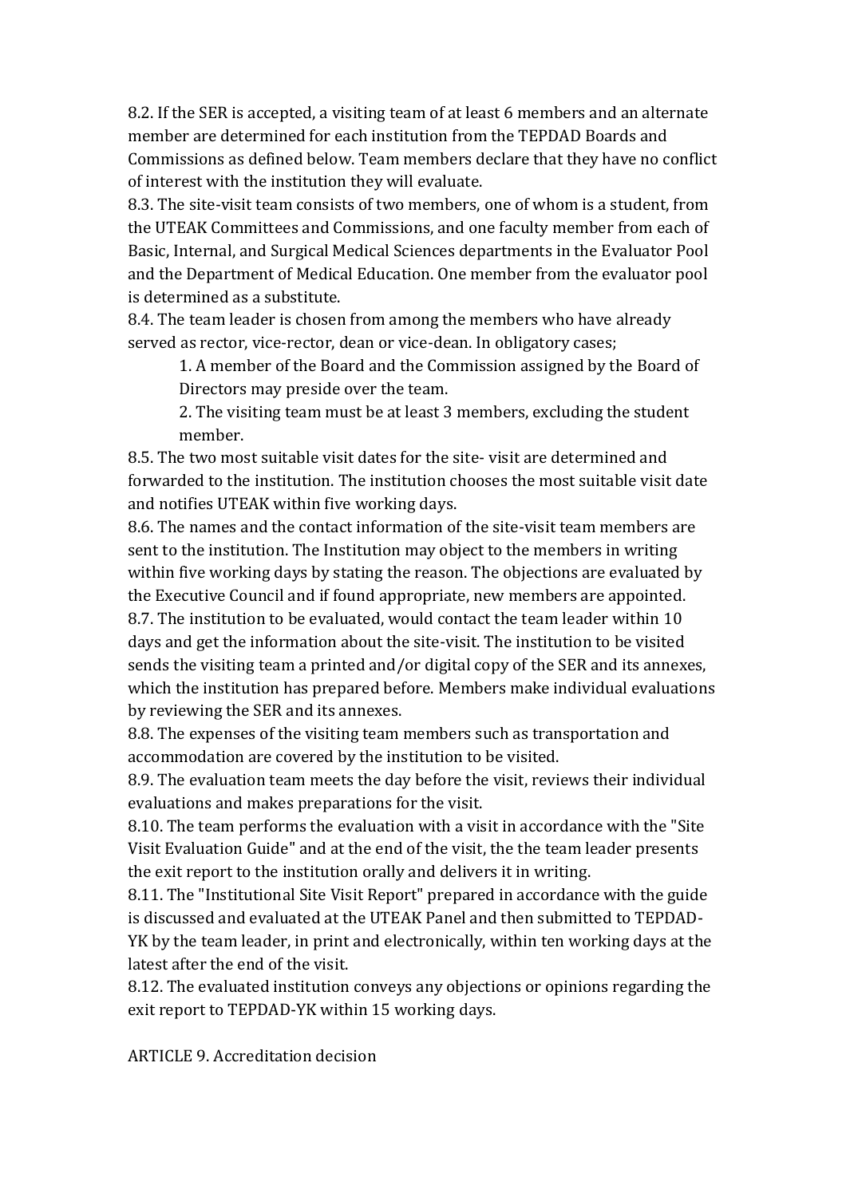8.2. If the SER is accepted, a visiting team of at least 6 members and an alternate member are determined for each institution from the TEPDAD Boards and Commissions as defined below. Team members declare that they have no conflict of interest with the institution they will evaluate.

8.3. The site-visit team consists of two members, one of whom is a student, from the UTEAK Committees and Commissions, and one faculty member from each of Basic, Internal, and Surgical Medical Sciences departments in the Evaluator Pool and the Department of Medical Education. One member from the evaluator pool is determined as a substitute.

8.4. The team leader is chosen from among the members who have already served as rector, vice-rector, dean or vice-dean. In obligatory cases;

1. A member of the Board and the Commission assigned by the Board of Directors may preside over the team.
2. The visiting team must be at least 3 members, excluding the student member.

8.5. The two most suitable visit dates for the site- visit are determined and forwarded to the institution. The institution chooses the most suitable visit date and notifies UTEAK within five working days.

8.6. The names and the contact information of the site-visit team members are sent to the institution. The Institution may object to the members in writing within five working days by stating the reason. The objections are evaluated by the Executive Council and if found appropriate, new members are appointed.

8.7. The institution to be evaluated, would contact the team leader within 10 days and get the information about the site-visit. The institution to be visited sends the visiting team a printed and/or digital copy of the SER and its annexes, which the institution has prepared before. Members make individual evaluations by reviewing the SER and its annexes.

8.8. The expenses of the visiting team members such as transportation and accommodation are covered by the institution to be visited.

8.9. The evaluation team meets the day before the visit, reviews their individual evaluations and makes preparations for the visit.

8.10. The team performs the evaluation with a visit in accordance with the "Site Visit Evaluation Guide" and at the end of the visit, the the team leader presents the exit report to the institution orally and delivers it in writing.

8.11. The "Institutional Site Visit Report" prepared in accordance with the guide is discussed and evaluated at the UTEAK Panel and then submitted to TEPDAD-YK by the team leader, in print and electronically, within ten working days at the latest after the end of the visit.

8.12. The evaluated institution conveys any objections or opinions regarding the exit report to TEPDAD-YK within 15 working days.

ARTICLE 9. Accreditation decision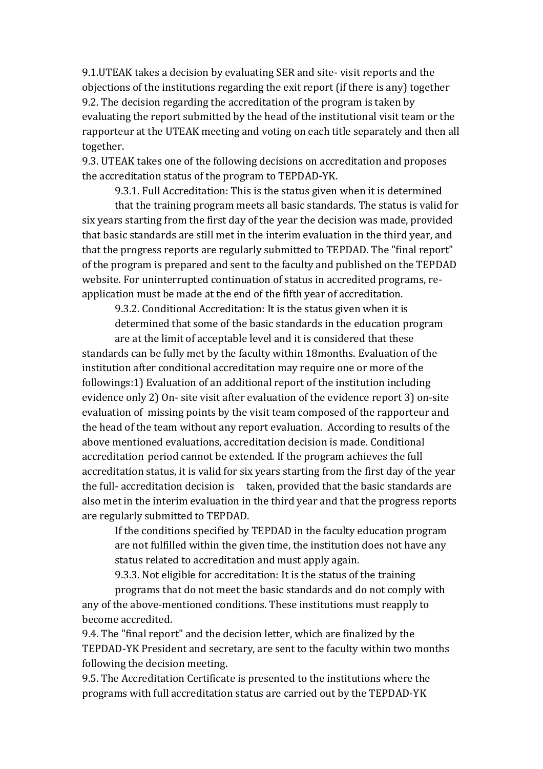9.1.UTEAK takes a decision by evaluating SER and site- visit reports and the objections of the institutions regarding the exit report (if there is any) together

9.2. The decision regarding the accreditation of the program is taken by evaluating the report submitted by the head of the institutional visit team or the rapporteur at the UTEAK meeting and voting on each title separately and then all together.

9.3. UTEAK takes one of the following decisions on accreditation and proposes the accreditation status of the program to TEPDAD-YK.

9.3.1. Full Accreditation: This is the status given when it is determined that the training program meets all basic standards. The status is valid for six years starting from the first day of the year the decision was made, provided that basic standards are still met in the interim evaluation in the third year, and that the progress reports are regularly submitted to TEPDAD. The "final report" of the program is prepared and sent to the faculty and published on the TEPDAD website. For uninterrupted continuation of status in accredited programs, re-application must be made at the end of the fifth year of accreditation.

9.3.2. Conditional Accreditation: It is the status given when it is determined that some of the basic standards in the education program are at the limit of acceptable level and it is considered that these standards can be fully met by the faculty within 18months. Evaluation of the institution after conditional accreditation may require one or more of the followings:1) Evaluation of an additional report of the institution including evidence only 2) On- site visit after evaluation of the evidence report 3) on-site evaluation of missing points by the visit team composed of the rapporteur and the head of the team without any report evaluation. According to results of the above mentioned evaluations, accreditation decision is made. Conditional accreditation period cannot be extended. If the program achieves the full accreditation status, it is valid for six years starting from the first day of the year the full- accreditation decision is taken, provided that the basic standards are also met in the interim evaluation in the third year and that the progress reports are regularly submitted to TEPDAD.

If the conditions specified by TEPDAD in the faculty education program are not fulfilled within the given time, the institution does not have any status related to accreditation and must apply again.

9.3.3. Not eligible for accreditation: It is the status of the training programs that do not meet the basic standards and do not comply with any of the above-mentioned conditions. These institutions must reapply to become accredited.

9.4. The "final report" and the decision letter, which are finalized by the TEPDAD-YK President and secretary, are sent to the faculty within two months following the decision meeting.

9.5. The Accreditation Certificate is presented to the institutions where the programs with full accreditation status are carried out by the TEPDAD-YK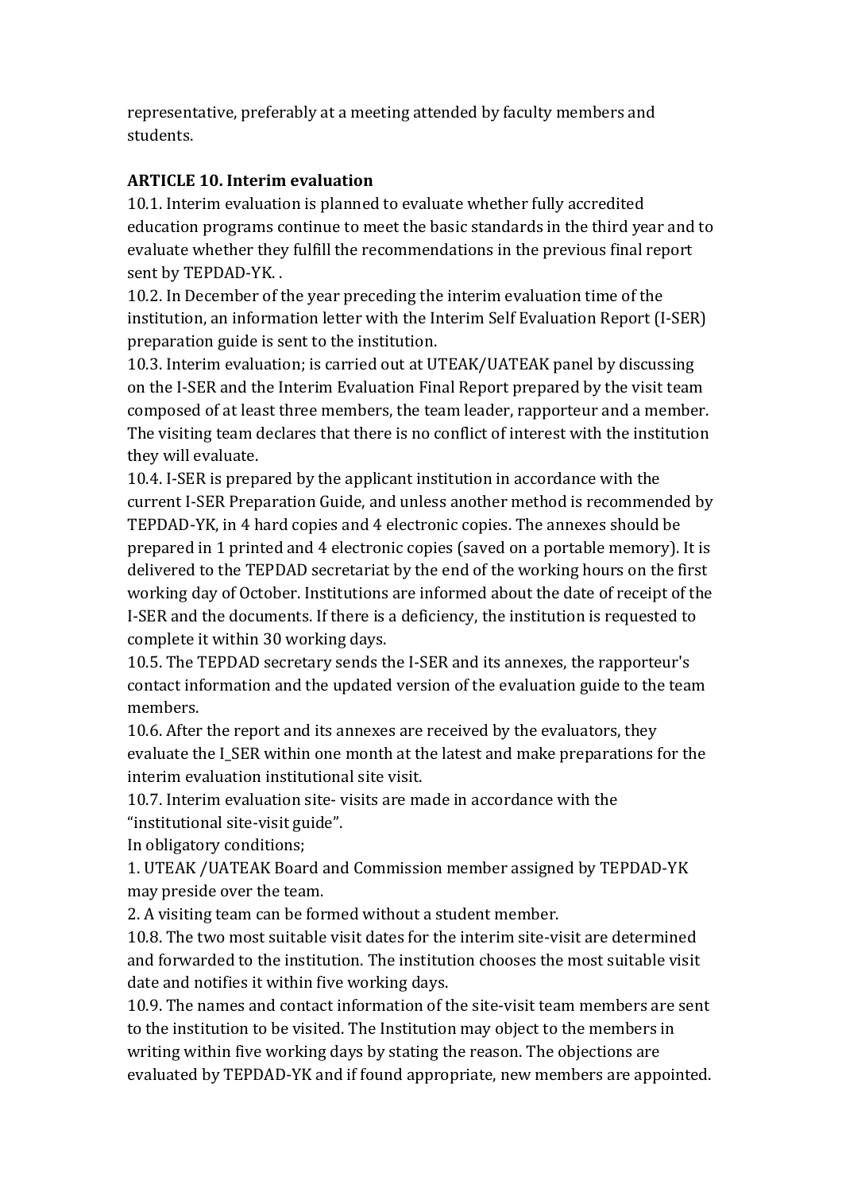representative, preferably at a meeting attended by faculty members and students.

**ARTICLE 10. Interim evaluation**

10.1. Interim evaluation is planned to evaluate whether fully accredited education programs continue to meet the basic standards in the third year and to evaluate whether they fulfill the recommendations in the previous final report sent by TEPDAD-YK. .

10.2. In December of the year preceding the interim evaluation time of the institution, an information letter with the Interim Self Evaluation Report (I-SER) preparation guide is sent to the institution.

10.3. Interim evaluation; is carried out at UTEAK/UATEAK panel by discussing on the I-SER and the Interim Evaluation Final Report prepared by the visit team composed of at least three members, the team leader, rapporteur and a member. The visiting team declares that there is no conflict of interest with the institution they will evaluate.

10.4. I-SER is prepared by the applicant institution in accordance with the current I-SER Preparation Guide, and unless another method is recommended by TEPDAD-YK, in 4 hard copies and 4 electronic copies. The annexes should be prepared in 1 printed and 4 electronic copies (saved on a portable memory). It is delivered to the TEPDAD secretariat by the end of the working hours on the first working day of October. Institutions are informed about the date of receipt of the I-SER and the documents. If there is a deficiency, the institution is requested to complete it within 30 working days.

10.5. The TEPDAD secretary sends the I-SER and its annexes, the rapporteur's contact information and the updated version of the evaluation guide to the team members.

10.6. After the report and its annexes are received by the evaluators, they evaluate the I_SER within one month at the latest and make preparations for the interim evaluation institutional site visit.

10.7. Interim evaluation site- visits are made in accordance with the "institutional site-visit guide".

In obligatory conditions;

1. UTEAK /UATEAK Board and Commission member assigned by TEPDAD-YK may preside over the team.
2. A visiting team can be formed without a student member.

10.8. The two most suitable visit dates for the interim site-visit are determined and forwarded to the institution. The institution chooses the most suitable visit date and notifies it within five working days.

10.9. The names and contact information of the site-visit team members are sent to the institution to be visited. The Institution may object to the members in writing within five working days by stating the reason. The objections are evaluated by TEPDAD-YK and if found appropriate, new members are appointed.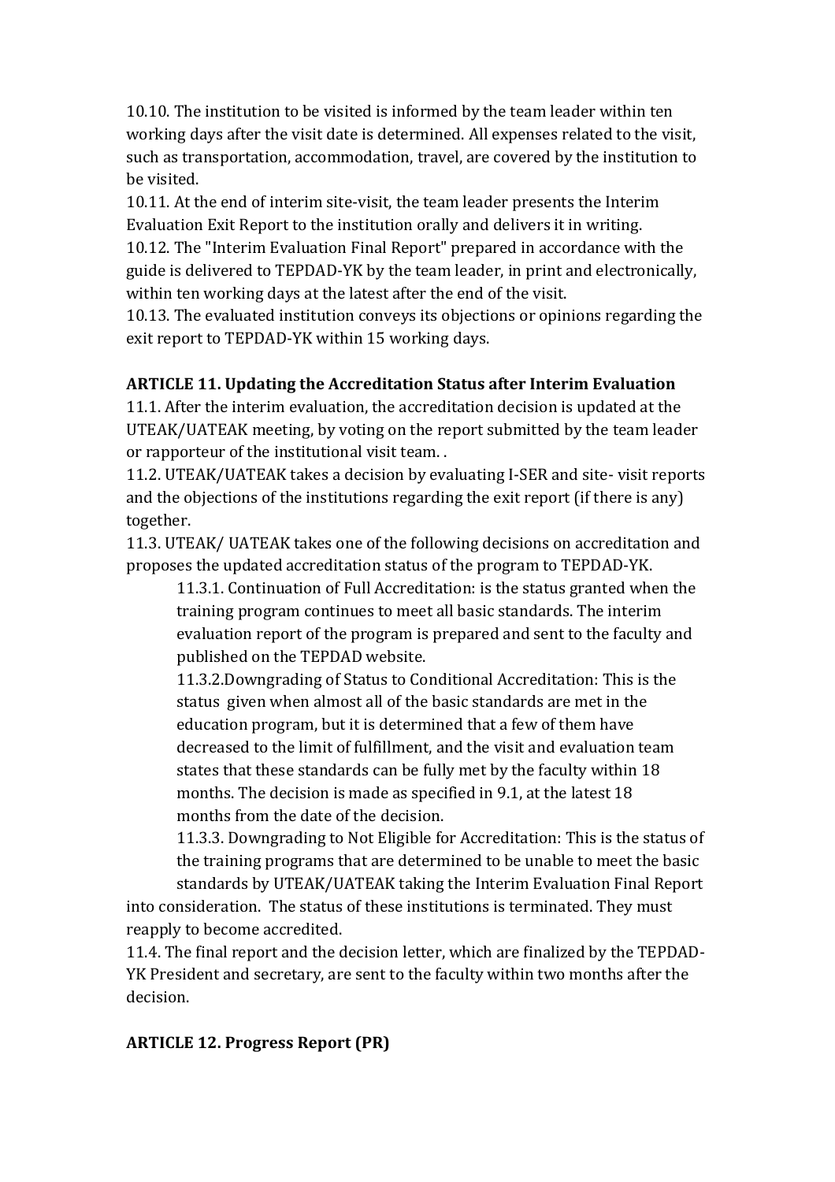10.10. The institution to be visited is informed by the team leader within ten working days after the visit date is determined. All expenses related to the visit, such as transportation, accommodation, travel, are covered by the institution to be visited.

10.11. At the end of interim site-visit, the team leader presents the Interim Evaluation Exit Report to the institution orally and delivers it in writing.

10.12. The "Interim Evaluation Final Report" prepared in accordance with the guide is delivered to TEPDAD-YK by the team leader, in print and electronically, within ten working days at the latest after the end of the visit.

10.13. The evaluated institution conveys its objections or opinions regarding the exit report to TEPDAD-YK within 15 working days.

**ARTICLE 11. Updating the Accreditation Status after Interim Evaluation**

11.1. After the interim evaluation, the accreditation decision is updated at the UTEAK/UATEAK meeting, by voting on the report submitted by the team leader or rapporteur of the institutional visit team. .

11.2. UTEAK/UATEAK takes a decision by evaluating I-SER and site- visit reports and the objections of the institutions regarding the exit report (if there is any) together.

11.3. UTEAK/ UATEAK takes one of the following decisions on accreditation and proposes the updated accreditation status of the program to TEPDAD-YK.

> 11.3.1. Continuation of Full Accreditation: is the status granted when the training program continues to meet all basic standards. The interim evaluation report of the program is prepared and sent to the faculty and published on the TEPDAD website.
>
> 11.3.2.Downgrading of Status to Conditional Accreditation: This is the status given when almost all of the basic standards are met in the education program, but it is determined that a few of them have decreased to the limit of fulfillment, and the visit and evaluation team states that these standards can be fully met by the faculty within 18 months. The decision is made as specified in 9.1, at the latest 18 months from the date of the decision.
>
> 11.3.3. Downgrading to Not Eligible for Accreditation: This is the status of the training programs that are determined to be unable to meet the basic standards by UTEAK/UATEAK taking the Interim Evaluation Final Report into consideration. The status of these institutions is terminated. They must reapply to become accredited.

11.4. The final report and the decision letter, which are finalized by the TEPDAD-YK President and secretary, are sent to the faculty within two months after the decision.

**ARTICLE 12. Progress Report (PR)**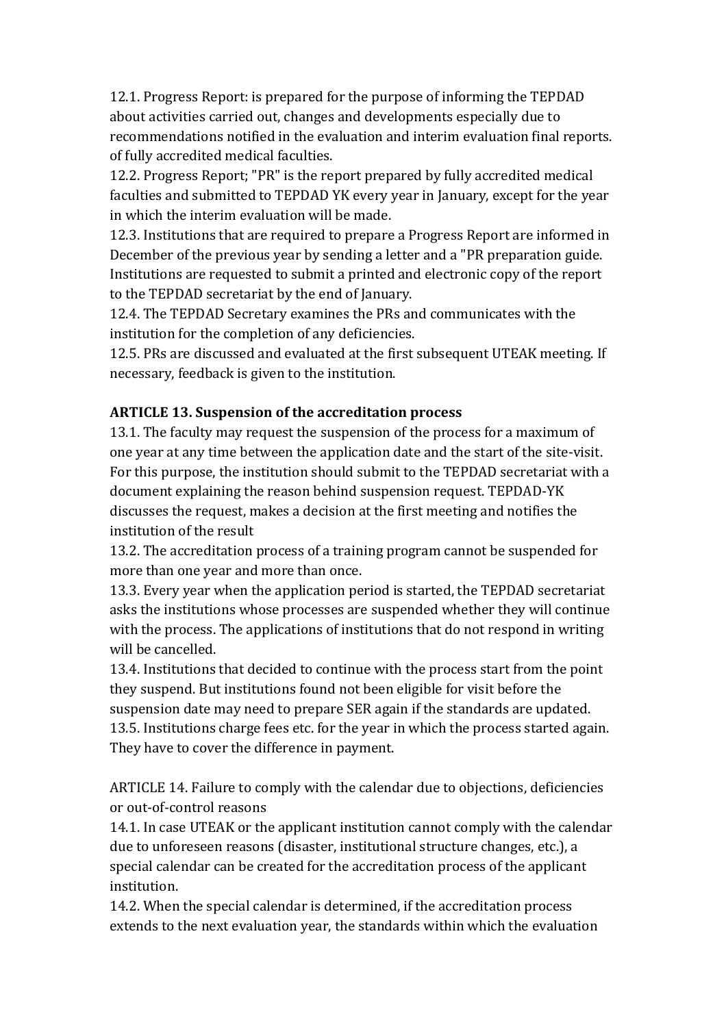12.1. Progress Report: is prepared for the purpose of informing the TEPDAD about activities carried out, changes and developments especially due to recommendations notified in the evaluation and interim evaluation final reports. of fully accredited medical faculties.
12.2. Progress Report; "PR" is the report prepared by fully accredited medical faculties and submitted to TEPDAD YK every year in January, except for the year in which the interim evaluation will be made.
12.3. Institutions that are required to prepare a Progress Report are informed in December of the previous year by sending a letter and a "PR preparation guide. Institutions are requested to submit a printed and electronic copy of the report to the TEPDAD secretariat by the end of January.
12.4. The TEPDAD Secretary examines the PRs and communicates with the institution for the completion of any deficiencies.
12.5. PRs are discussed and evaluated at the first subsequent UTEAK meeting. If necessary, feedback is given to the institution.

**ARTICLE 13. Suspension of the accreditation process**
13.1. The faculty may request the suspension of the process for a maximum of one year at any time between the application date and the start of the site-visit. For this purpose, the institution should submit to the TEPDAD secretariat with a document explaining the reason behind suspension request. TEPDAD-YK discusses the request, makes a decision at the first meeting and notifies the institution of the result
13.2. The accreditation process of a training program cannot be suspended for more than one year and more than once.
13.3. Every year when the application period is started, the TEPDAD secretariat asks the institutions whose processes are suspended whether they will continue with the process. The applications of institutions that do not respond in writing will be cancelled.
13.4. Institutions that decided to continue with the process start from the point they suspend. But institutions found not been eligible for visit before the suspension date may need to prepare SER again if the standards are updated.
13.5. Institutions charge fees etc. for the year in which the process started again. They have to cover the difference in payment.

ARTICLE 14. Failure to comply with the calendar due to objections, deficiencies or out-of-control reasons
14.1. In case UTEAK or the applicant institution cannot comply with the calendar due to unforeseen reasons (disaster, institutional structure changes, etc.), a special calendar can be created for the accreditation process of the applicant institution.
14.2. When the special calendar is determined, if the accreditation process extends to the next evaluation year, the standards within which the evaluation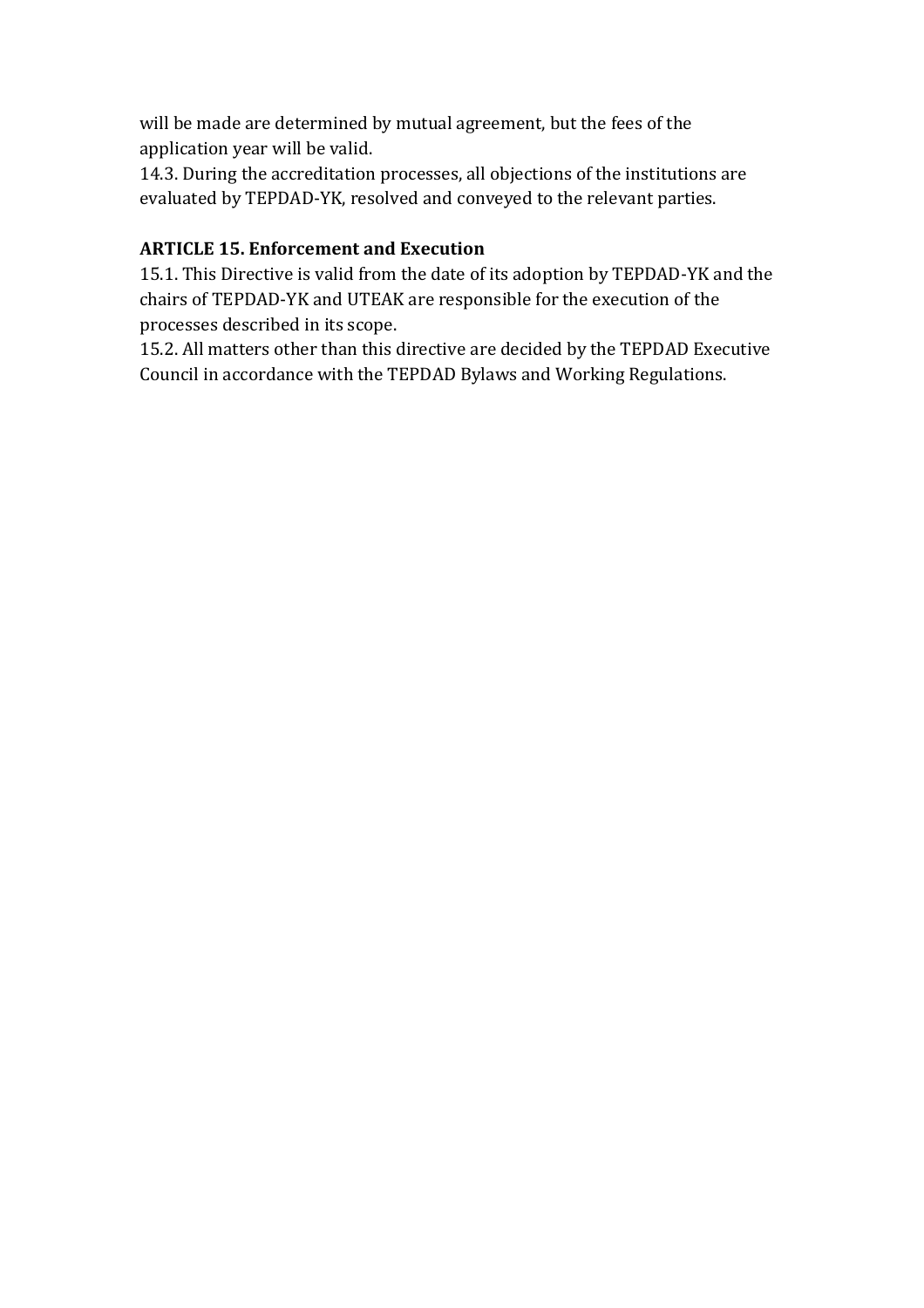will be made are determined by mutual agreement, but the fees of the application year will be valid.

14.3. During the accreditation processes, all objections of the institutions are evaluated by TEPDAD-YK, resolved and conveyed to the relevant parties.

**ARTICLE 15. Enforcement and Execution**

15.1. This Directive is valid from the date of its adoption by TEPDAD-YK and the chairs of TEPDAD-YK and UTEAK are responsible for the execution of the processes described in its scope.

15.2. All matters other than this directive are decided by the TEPDAD Executive Council in accordance with the TEPDAD Bylaws and Working Regulations.